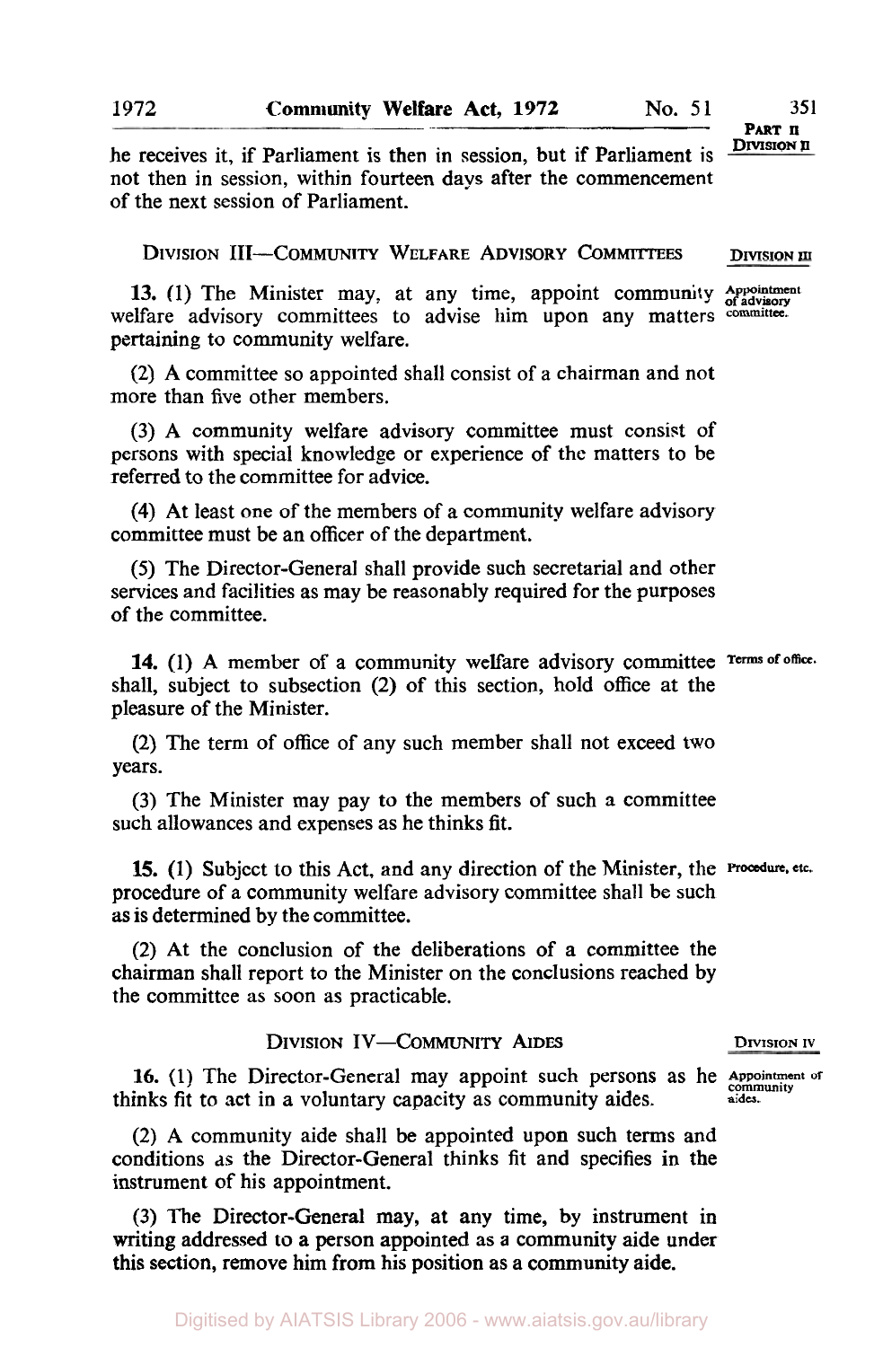he receives it, if Parliament is then in session, but if Parliament is not then in session, within fourteen days after the commencement of the next session of Parliament.

## DIVISION III—COMMUNITY WELFARE ADVISORY COMMITTEES

*Appointment of advisory committee.*

**13.** (1) The Minister may, at any time, appoint community welfare advisory committees to advise him upon any matters pertaining to community welfare.

(2) A committee so appointed shall consist of a chairman and not more than five other members.

(3) A community welfare advisory committee must consist of persons with special knowledge or experience of the matters to be referred to the committee for advice.

(4) At least one of the members of a community welfare advisory committee must be an officer of the department.

(5) The Director-General shall provide such secretarial and other services and facilities as may be reasonably required for the purposes of the committee.

*Terms of office.*

**14.** (1) A member of a community welfare advisory committee shall, subject to subsection (2) of this section, hold office at the pleasure of the Minister.

(2) The term of office of any such member shall not exceed two years.

(3) The Minister may pay to the members of such a committee such allowances and expenses as he thinks fit.

*Procedure, etc.*

**15.** (1) Subject to this Act, and any direction of the Minister, the procedure of a community welfare advisory committee shall be such as is determined by the committee.

(2) At the conclusion of the deliberations of a committee the chairman shall report to the Minister on the conclusions reached by the committee as soon as practicable.

## DIVISION IV—COMMUNITY AIDES

*Appointment of community aides.*

**16.** (1) The Director-General may appoint such persons as he thinks fit to act in a voluntary capacity as community aides.

(2) A community aide shall be appointed upon such terms and conditions as the Director-General thinks fit and specifies in the instrument of his appointment.

(3) The Director-General may, at any time, by instrument in writing addressed to a person appointed as a community aide under this section, remove him from his position as a community aide.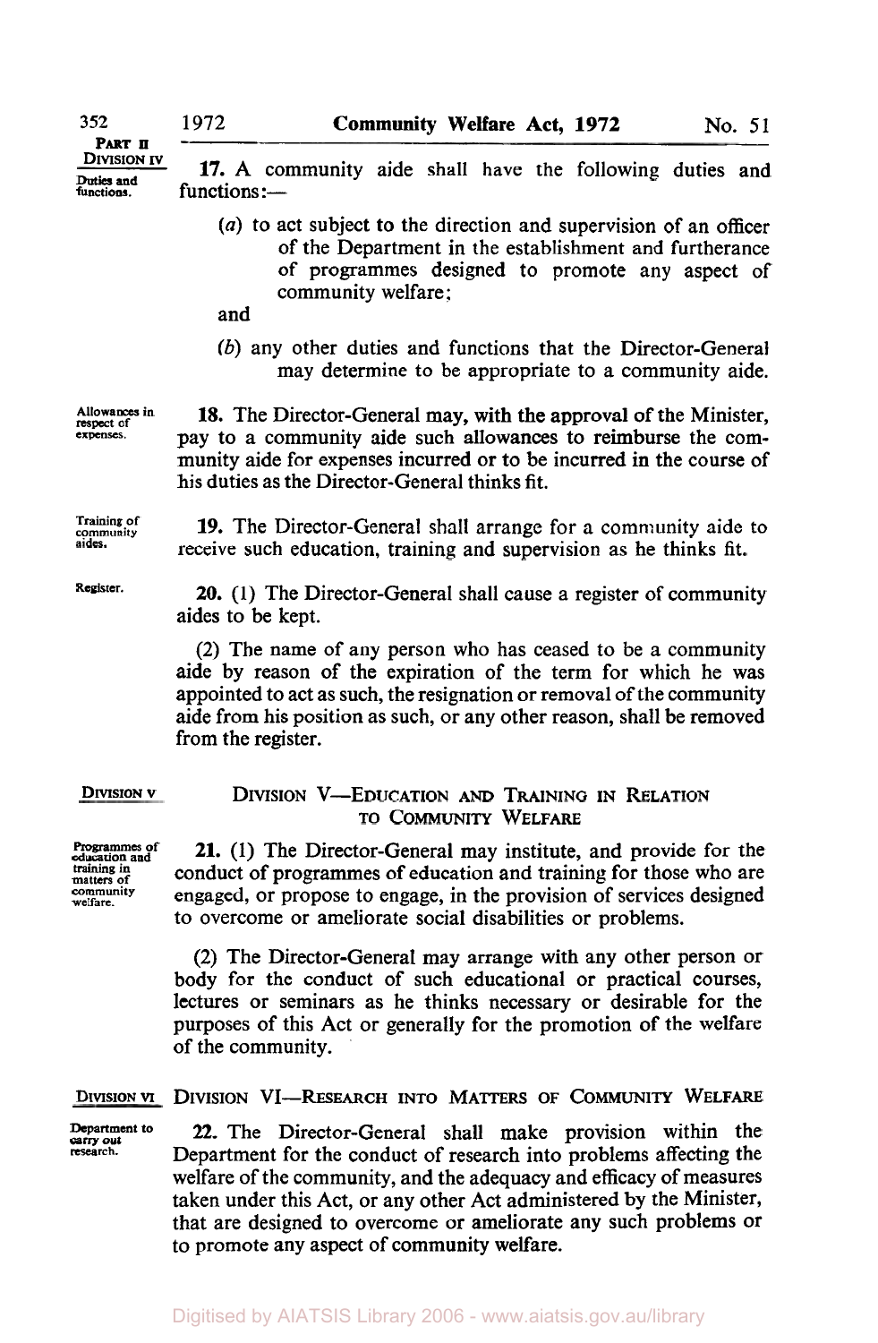**17.** A community aide shall have the following duties and functions:—

Duties and functions.

(*a*) to act subject to the direction and supervision of an officer of the Department in the establishment and furtherance of programmes designed to promote any aspect of community welfare;

and

(*b*) any other duties and functions that the Director-General may determine to be appropriate to a community aide.

Allowances in respect of expenses.

**18.** The Director-General may, with the approval of the Minister, pay to a community aide such allowances to reimburse the community aide for expenses incurred or to be incurred in the course of his duties as the Director-General thinks fit.

Training of community aides.

**19.** The Director-General shall arrange for a community aide to receive such education, training and supervision as he thinks fit.

Register.

**20.** (1) The Director-General shall cause a register of community aides to be kept.

(2) The name of any person who has ceased to be a community aide by reason of the expiration of the term for which he was appointed to act as such, the resignation or removal of the community aide from his position as such, or any other reason, shall be removed from the register.

DIVISION V

## DIVISION V—EDUCATION AND TRAINING IN RELATION TO COMMUNITY WELFARE

Programmes of education and training in matters of community welfare.

**21.** (1) The Director-General may institute, and provide for the conduct of programmes of education and training for those who are engaged, or propose to engage, in the provision of services designed to overcome or ameliorate social disabilities or problems.

(2) The Director-General may arrange with any other person or body for the conduct of such educational or practical courses, lectures or seminars as he thinks necessary or desirable for the purposes of this Act or generally for the promotion of the welfare of the community.

DIVISION VI

## DIVISION VI—RESEARCH INTO MATTERS OF COMMUNITY WELFARE

Department to carry out research.

**22.** The Director-General shall make provision within the Department for the conduct of research into problems affecting the welfare of the community, and the adequacy and efficacy of measures taken under this Act, or any other Act administered by the Minister, that are designed to overcome or ameliorate any such problems or to promote any aspect of community welfare.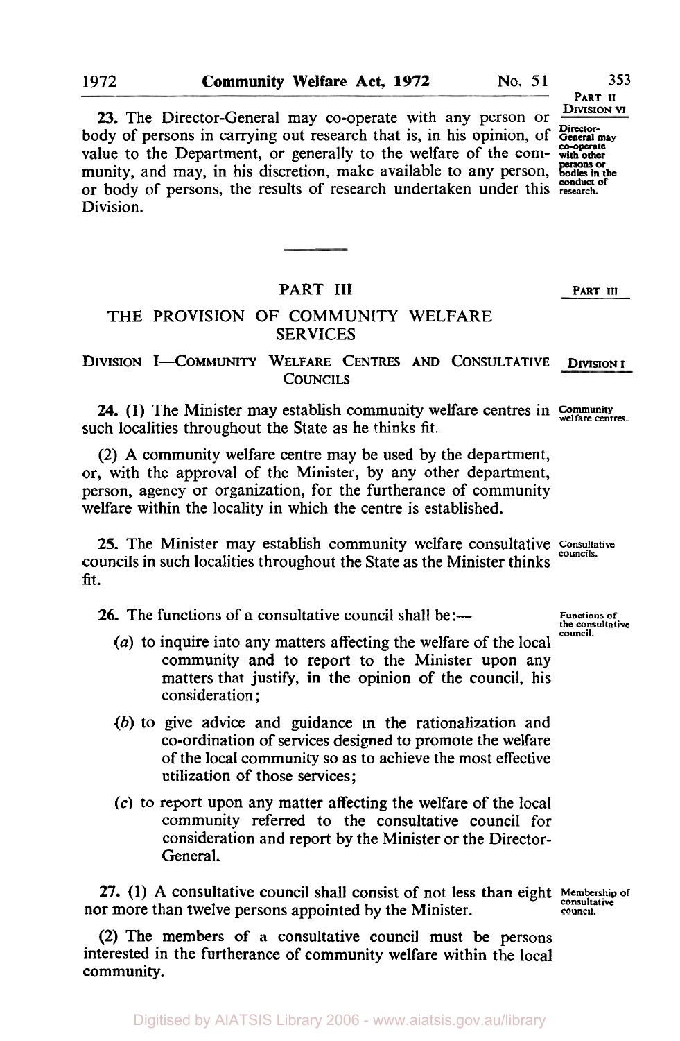**23.** The Director-General may co-operate with any person or body of persons in carrying out research that is, in his opinion, of value to the Department, or generally to the welfare of the community, and may, in his discretion, make available to any person, or body of persons, the results of research undertaken under this Division.

Director-General may co-operate with other persons or bodies in the conduct of research.

## PART III

## THE PROVISION OF COMMUNITY WELFARE SERVICES

### DIVISION I—COMMUNITY WELFARE CENTRES AND CONSULTATIVE COUNCILS

**24.** (1) The Minister may establish community welfare centres in such localities throughout the State as he thinks fit.

Community welfare centres.

(2) A community welfare centre may be used by the department, or, with the approval of the Minister, by any other department, person, agency or organization, for the furtherance of community welfare within the locality in which the centre is established.

**25.** The Minister may establish community welfare consultative councils in such localities throughout the State as the Minister thinks fit.

Consultative councils.

**26.** The functions of a consultative council shall be:—

Functions of the consultative council.

(*a*) to inquire into any matters affecting the welfare of the local community and to report to the Minister upon any matters that justify, in the opinion of the council, his consideration;

(*b*) to give advice and guidance in the rationalization and co-ordination of services designed to promote the welfare of the local community so as to achieve the most effective utilization of those services;

(*c*) to report upon any matter affecting the welfare of the local community referred to the consultative council for consideration and report by the Minister or the Director-General.

**27.** (1) A consultative council shall consist of not less than eight nor more than twelve persons appointed by the Minister.

Membership of consultative council.

(2) The members of a consultative council must be persons interested in the furtherance of community welfare within the local community.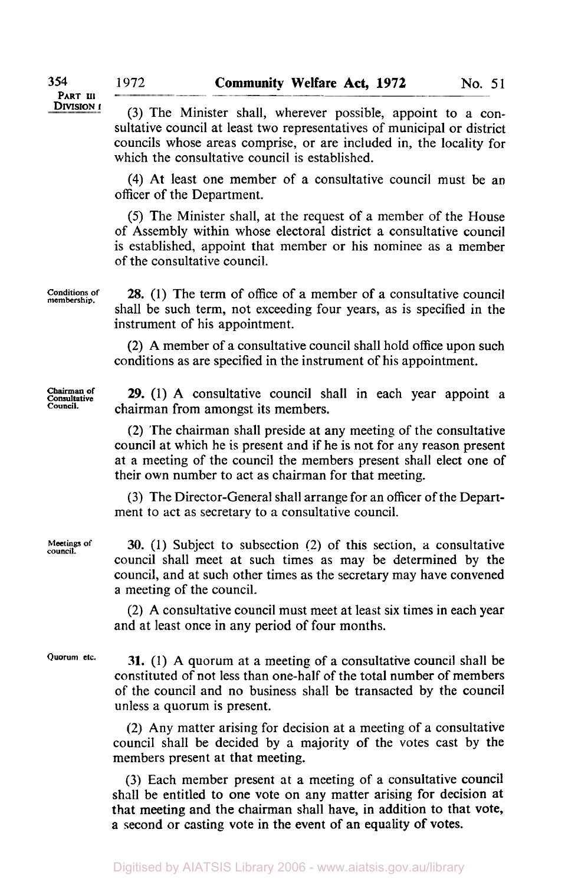(3) The Minister shall, wherever possible, appoint to a consultative council at least two representatives of municipal or district councils whose areas comprise, or are included in, the locality for which the consultative council is established.

(4) At least one member of a consultative council must be an officer of the Department.

(5) The Minister shall, at the request of a member of the House of Assembly within whose electoral district a consultative council is established, appoint that member or his nominee as a member of the consultative council.

*Conditions of membership.*

**28.** (1) The term of office of a member of a consultative council shall be such term, not exceeding four years, as is specified in the instrument of his appointment.

(2) A member of a consultative council shall hold office upon such conditions as are specified in the instrument of his appointment.

*Chairman of Consultative Council.*

**29.** (1) A consultative council shall in each year appoint a chairman from amongst its members.

(2) The chairman shall preside at any meeting of the consultative council at which he is present and if he is not for any reason present at a meeting of the council the members present shall elect one of their own number to act as chairman for that meeting.

(3) The Director-General shall arrange for an officer of the Department to act as secretary to a consultative council.

*Meetings of council.*

**30.** (1) Subject to subsection (2) of this section, a consultative council shall meet at such times as may be determined by the council, and at such other times as the secretary may have convened a meeting of the council.

(2) A consultative council must meet at least six times in each year and at least once in any period of four months.

*Quorum etc.*

**31.** (1) A quorum at a meeting of a consultative council shall be constituted of not less than one-half of the total number of members of the council and no business shall be transacted by the council unless a quorum is present.

(2) Any matter arising for decision at a meeting of a consultative council shall be decided by a majority of the votes cast by the members present at that meeting.

(3) Each member present at a meeting of a consultative council shall be entitled to one vote on any matter arising for decision at that meeting and the chairman shall have, in addition to that vote, a second or casting vote in the event of an equality of votes.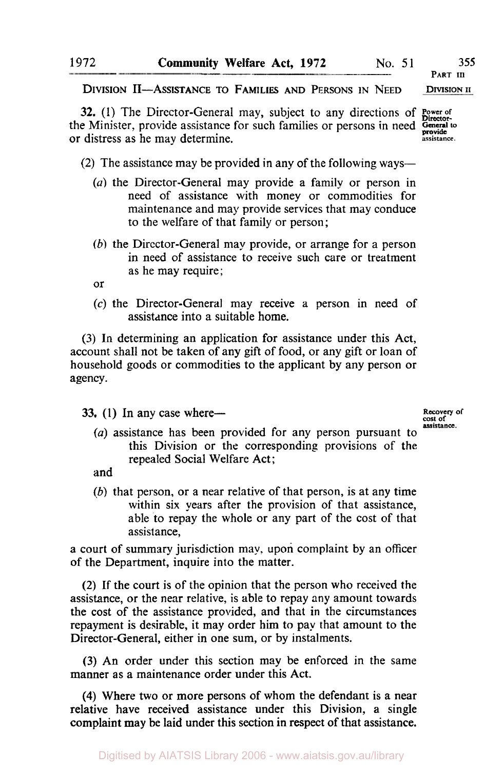## DIVISION II—ASSISTANCE TO FAMILIES AND PERSONS IN NEED

Power of Director-General to provide assistance.

**32.** (1) The Director-General may, subject to any directions of the Minister, provide assistance for such families or persons in need or distress as he may determine.

(2) The assistance may be provided in any of the following ways—

(*a*) the Director-General may provide a family or person in need of assistance with money or commodities for maintenance and may provide services that may conduce to the welfare of that family or person;

(*b*) the Director-General may provide, or arrange for a person in need of assistance to receive such care or treatment as he may require;

or

(*c*) the Director-General may receive a person in need of assistance into a suitable home.

(3) In determining an application for assistance under this Act, account shall not be taken of any gift of food, or any gift or loan of household goods or commodities to the applicant by any person or agency.

Recovery of cost of assistance.

**33.** (1) In any case where—

(*a*) assistance has been provided for any person pursuant to this Division or the corresponding provisions of the repealed Social Welfare Act;

and

(*b*) that person, or a near relative of that person, is at any time within six years after the provision of that assistance, able to repay the whole or any part of the cost of that assistance,

a court of summary jurisdiction may, upon complaint by an officer of the Department, inquire into the matter.

(2) If the court is of the opinion that the person who received the assistance, or the near relative, is able to repay any amount towards the cost of the assistance provided, and that in the circumstances repayment is desirable, it may order him to pay that amount to the Director-General, either in one sum, or by instalments.

(3) An order under this section may be enforced in the same manner as a maintenance order under this Act.

(4) Where two or more persons of whom the defendant is a near relative have received assistance under this Division, a single complaint may be laid under this section in respect of that assistance.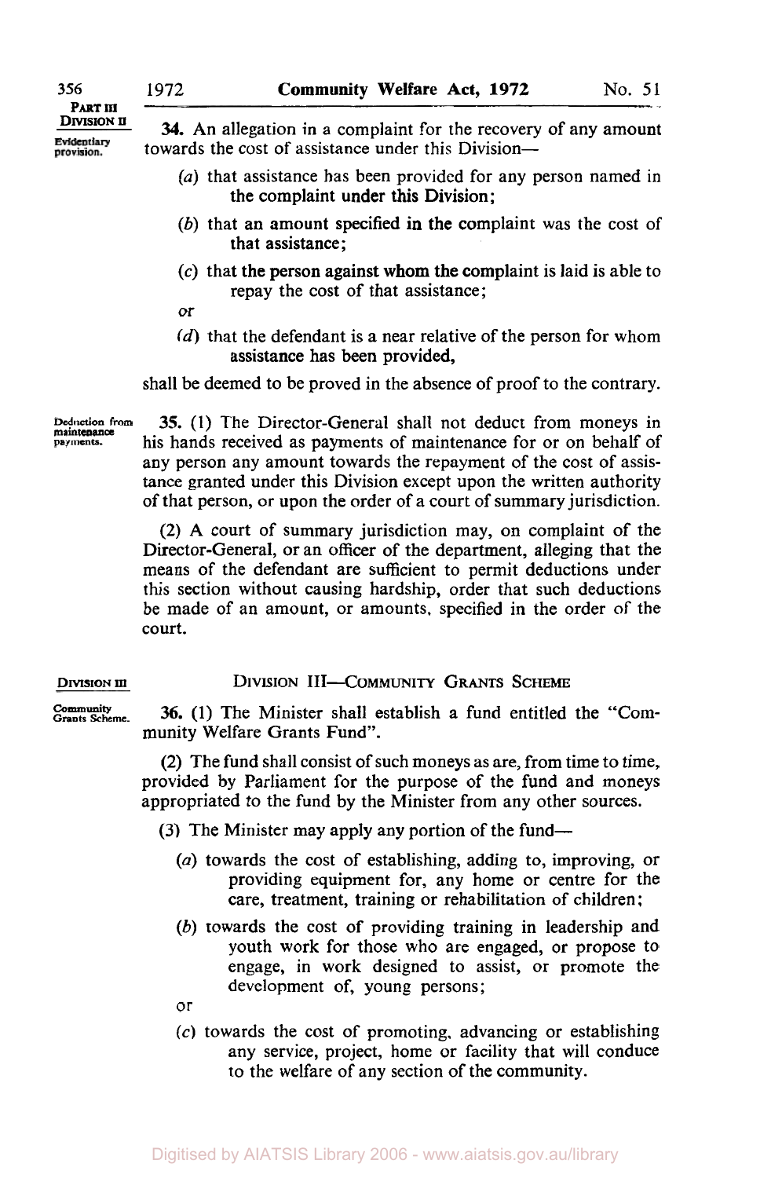**34.** An allegation in a complaint for the recovery of any amount towards the cost of assistance under this Division—

(a) that assistance has been provided for any person named in the complaint under this Division;

(b) that an amount specified in the complaint was the cost of that assistance;

(c) that the person against whom the complaint is laid is able to repay the cost of that assistance;

or

(d) that the defendant is a near relative of the person for whom assistance has been provided,

shall be deemed to be proved in the absence of proof to the contrary.

**35.** (1) The Director-General shall not deduct from moneys in his hands received as payments of maintenance for or on behalf of any person any amount towards the repayment of the cost of assistance granted under this Division except upon the written authority of that person, or upon the order of a court of summary jurisdiction.

(2) A court of summary jurisdiction may, on complaint of the Director-General, or an officer of the department, alleging that the means of the defendant are sufficient to permit deductions under this section without causing hardship, order that such deductions be made of an amount, or amounts, specified in the order of the court.

## DIVISION III—COMMUNITY GRANTS SCHEME

**36.** (1) The Minister shall establish a fund entitled the "Community Welfare Grants Fund".

(2) The fund shall consist of such moneys as are, from time to time, provided by Parliament for the purpose of the fund and moneys appropriated to the fund by the Minister from any other sources.

(3) The Minister may apply any portion of the fund—

(a) towards the cost of establishing, adding to, improving, or providing equipment for, any home or centre for the care, treatment, training or rehabilitation of children;

(b) towards the cost of providing training in leadership and youth work for those who are engaged, or propose to engage, in work designed to assist, or promote the development of, young persons;

or

(c) towards the cost of promoting, advancing or establishing any service, project, home or facility that will conduce to the welfare of any section of the community.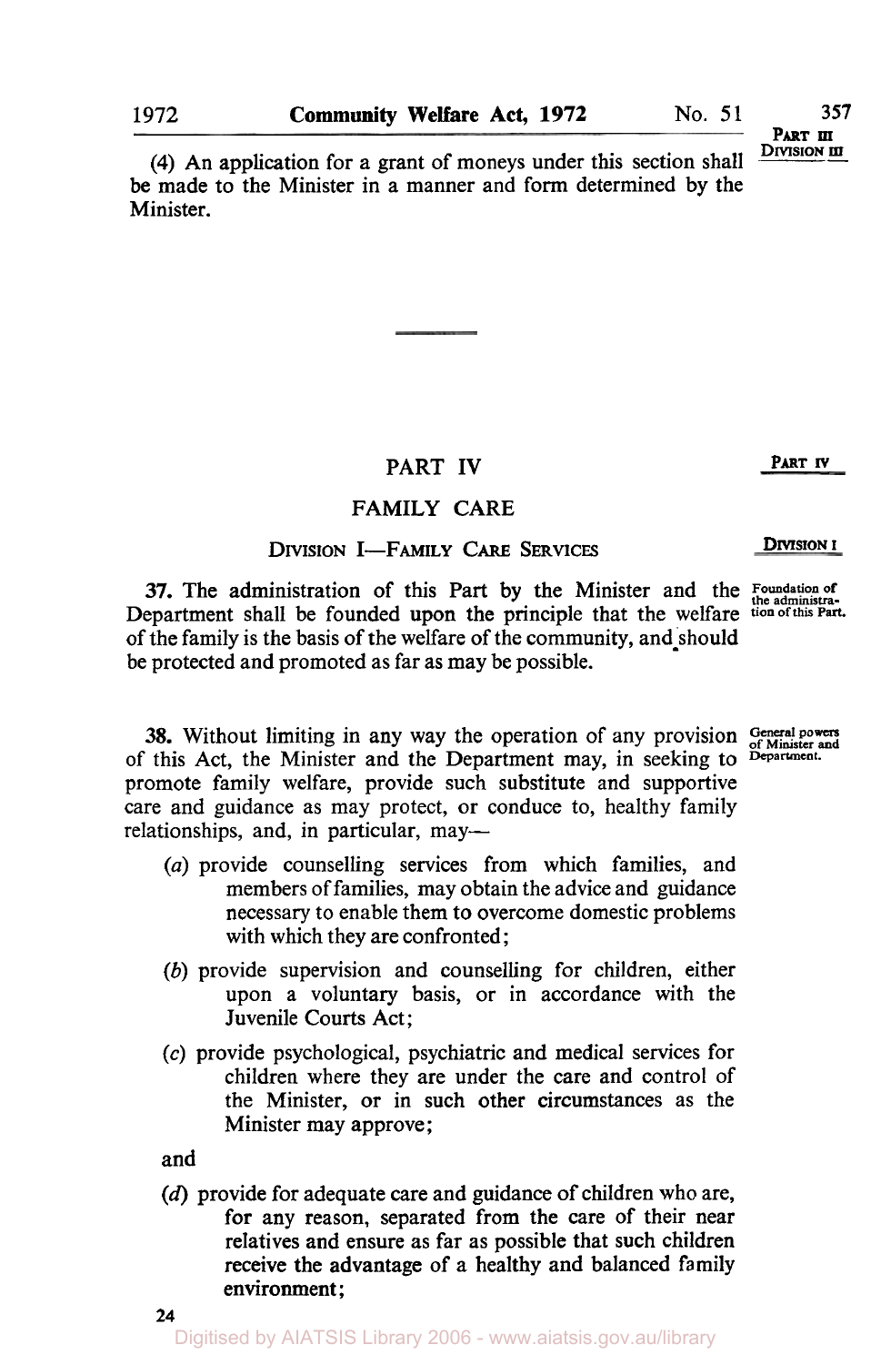(4) An application for a grant of moneys under this section shall be made to the Minister in a manner and form determined by the Minister.

## PART IV

## FAMILY CARE

### DIVISION I—FAMILY CARE SERVICES

*Foundation of the administration of this Part.*

**37.** The administration of this Part by the Minister and the Department shall be founded upon the principle that the welfare of the family is the basis of the welfare of the community, and should be protected and promoted as far as may be possible.

*General powers of Minister and Department.*

**38.** Without limiting in any way the operation of any provision of this Act, the Minister and the Department may, in seeking to promote family welfare, provide such substitute and supportive care and guidance as may protect, or conduce to, healthy family relationships, and, in particular, may—

(*a*) provide counselling services from which families, and members of families, may obtain the advice and guidance necessary to enable them to overcome domestic problems with which they are confronted;

(*b*) provide supervision and counselling for children, either upon a voluntary basis, or in accordance with the Juvenile Courts Act;

(*c*) provide psychological, psychiatric and medical services for children where they are under the care and control of the Minister, or in such other circumstances as the Minister may approve;

and

(*d*) provide for adequate care and guidance of children who are, for any reason, separated from the care of their near relatives and ensure as far as possible that such children receive the advantage of a healthy and balanced family environment;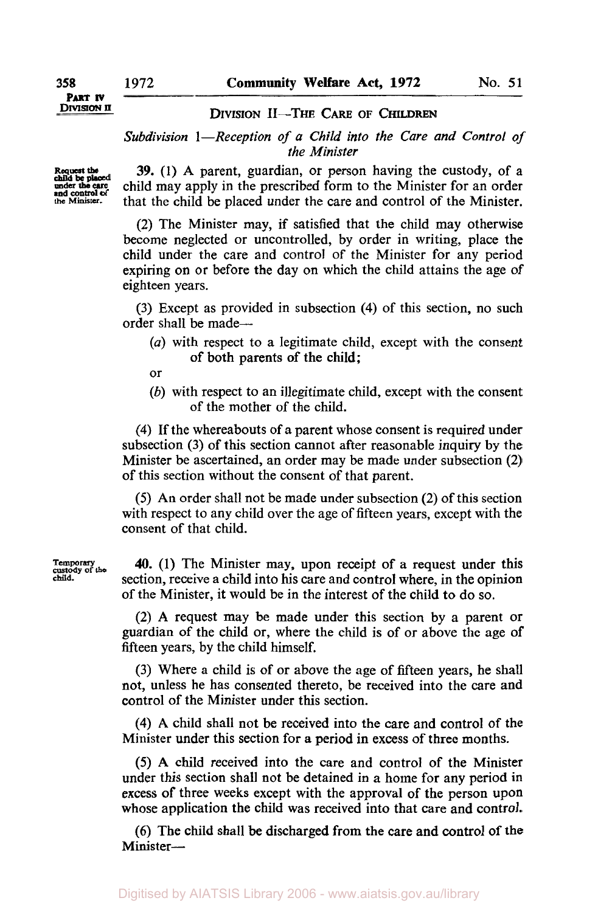## DIVISION II—THE CARE OF CHILDREN

*Subdivision 1—Reception of a Child into the Care and Control of the Minister*

Request the child be placed under the care and control of the Minister.

**39.** (1) A parent, guardian, or person having the custody, of a child may apply in the prescribed form to the Minister for an order that the child be placed under the care and control of the Minister.

(2) The Minister may, if satisfied that the child may otherwise become neglected or uncontrolled, by order in writing, place the child under the care and control of the Minister for any period expiring on or before the day on which the child attains the age of eighteen years.

(3) Except as provided in subsection (4) of this section, no such order shall be made—

(*a*) with respect to a legitimate child, except with the consent of both parents of the child;

or

(*b*) with respect to an illegitimate child, except with the consent of the mother of the child.

(4) If the whereabouts of a parent whose consent is required under subsection (3) of this section cannot after reasonable inquiry by the Minister be ascertained, an order may be made under subsection (2) of this section without the consent of that parent.

(5) An order shall not be made under subsection (2) of this section with respect to any child over the age of fifteen years, except with the consent of that child.

Temporary custody of the child.

**40.** (1) The Minister may, upon receipt of a request under this section, receive a child into his care and control where, in the opinion of the Minister, it would be in the interest of the child to do so.

(2) A request may be made under this section by a parent or guardian of the child or, where the child is of or above the age of fifteen years, by the child himself.

(3) Where a child is of or above the age of fifteen years, he shall not, unless he has consented thereto, be received into the care and control of the Minister under this section.

(4) A child shall not be received into the care and control of the Minister under this section for a period in excess of three months.

(5) A child received into the care and control of the Minister under this section shall not be detained in a home for any period in excess of three weeks except with the approval of the person upon whose application the child was received into that care and control.

(6) The child shall be discharged from the care and control of the Minister—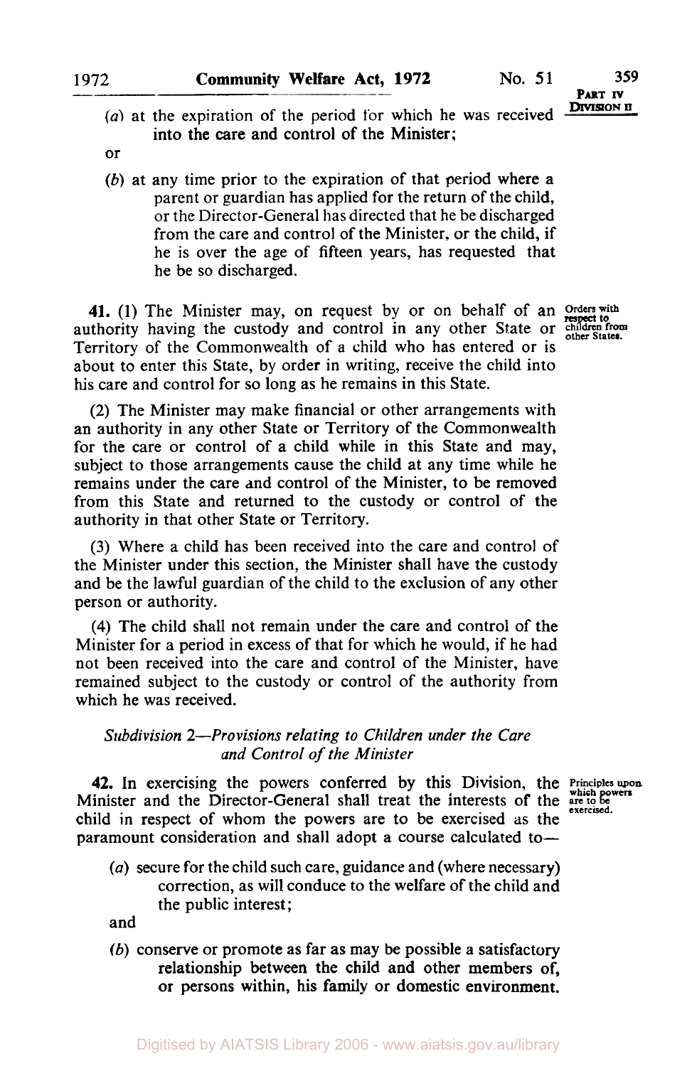(*a*) at the expiration of the period for which he was received into the care and control of the Minister;

or

(*b*) at any time prior to the expiration of that period where a parent or guardian has applied for the return of the child, or the Director-General has directed that he be discharged from the care and control of the Minister, or the child, if he is over the age of fifteen years, has requested that he be so discharged.

**41.** (1) The Minister may, on request by or on behalf of an authority having the custody and control in any other State or Territory of the Commonwealth of a child who has entered or is about to enter this State, by order in writing, receive the child into his care and control for so long as he remains in this State.

Orders with respect to children from other States.

(2) The Minister may make financial or other arrangements with an authority in any other State or Territory of the Commonwealth for the care or control of a child while in this State and may, subject to those arrangements cause the child at any time while he remains under the care and control of the Minister, to be removed from this State and returned to the custody or control of the authority in that other State or Territory.

(3) Where a child has been received into the care and control of the Minister under this section, the Minister shall have the custody and be the lawful guardian of the child to the exclusion of any other person or authority.

(4) The child shall not remain under the care and control of the Minister for a period in excess of that for which he would, if he had not been received into the care and control of the Minister, have remained subject to the custody or control of the authority from which he was received.

*Subdivision 2—Provisions relating to Children under the Care and Control of the Minister*

**42.** In exercising the powers conferred by this Division, the Minister and the Director-General shall treat the interests of the child in respect of whom the powers are to be exercised as the paramount consideration and shall adopt a course calculated to—

Principles upon which powers are to be exercised.

(*a*) secure for the child such care, guidance and (where necessary) correction, as will conduce to the welfare of the child and the public interest;

and

(*b*) conserve or promote as far as may be possible a satisfactory relationship between the child and other members of, or persons within, his family or domestic environment.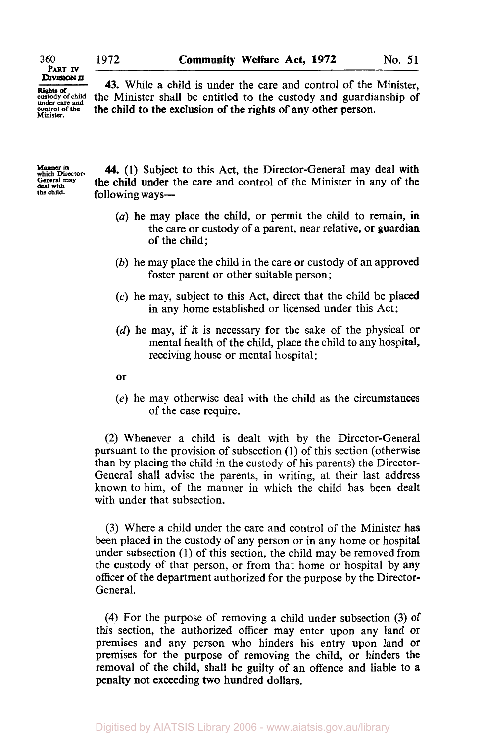**Rights of custody of child under care and control of the Minister.**

**43.** While a child is under the care and control of the Minister, the Minister shall be entitled to the custody and guardianship of the child to the exclusion of the rights of any other person.

**Manner in which Director-General may deal with the child.**

**44.** (1) Subject to this Act, the Director-General may deal with the child under the care and control of the Minister in any of the following ways—

(*a*) he may place the child, or permit the child to remain, in the care or custody of a parent, near relative, or guardian of the child;

(*b*) he may place the child in the care or custody of an approved foster parent or other suitable person;

(*c*) he may, subject to this Act, direct that the child be placed in any home established or licensed under this Act;

(*d*) he may, if it is necessary for the sake of the physical or mental health of the child, place the child to any hospital, receiving house or mental hospital;

or

(*e*) he may otherwise deal with the child as the circumstances of the case require.

(2) Whenever a child is dealt with by the Director-General pursuant to the provision of subsection (1) of this section (otherwise than by placing the child in the custody of his parents) the Director-General shall advise the parents, in writing, at their last address known to him, of the manner in which the child has been dealt with under that subsection.

(3) Where a child under the care and control of the Minister has been placed in the custody of any person or in any home or hospital under subsection (1) of this section, the child may be removed from the custody of that person, or from that home or hospital by any officer of the department authorized for the purpose by the Director-General.

(4) For the purpose of removing a child under subsection (3) of this section, the authorized officer may enter upon any land or premises and any person who hinders his entry upon land or premises for the purpose of removing the child, or hinders the removal of the child, shall be guilty of an offence and liable to a penalty not exceeding two hundred dollars.